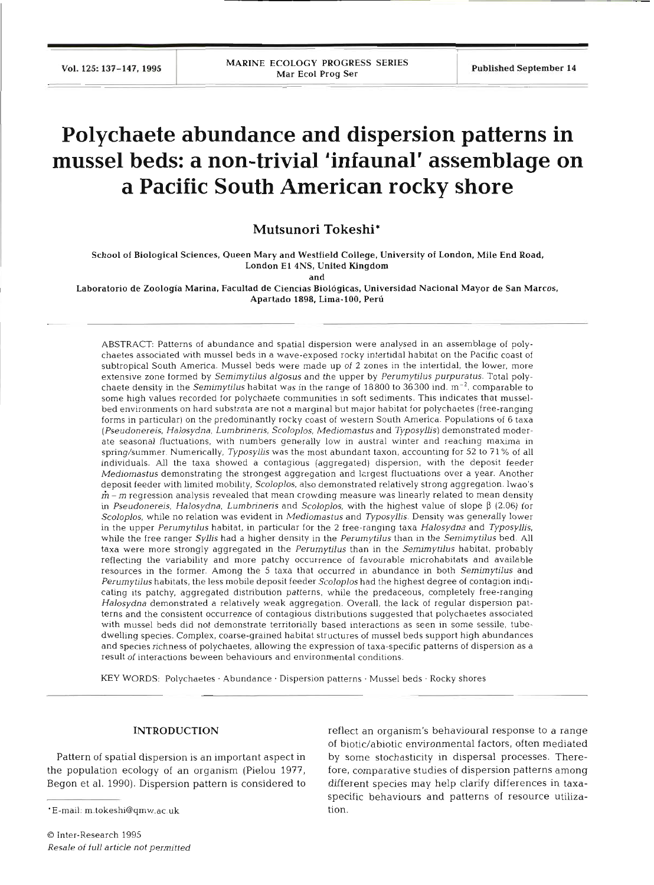# Polychaete abundance and dispersion patterns in mussel beds: a non-trivial 'infaunal' assemblage on a Pacific South American rocky shore

**Mutsunori Tokeshi***

School of Biological Sciences, Queen Mary and Westfield College, University of London, Mile End Road, London E1 4NS, United Kingdom

and

Laboratorio de Zoología Marina, Facultad de Ciencias Biológicas, Universidad Nacional Mayor de San Marcos, Apartado 1898, Lima-100, Perú

ABSTRACT: Patterns of abundance and spatial dispersion were analysed in an assemblage of polychaetes associated with mussel beds in a wave-exposed rocky intertidal habitat on the Pacific coast of subtropical South America. Mussel beds were made up of 2 zones in the intertidal, the lower, more extensive zone formed by *Semimytilus algosus* and the upper by *Perumytilus purpuratus*. Total polychaete density in the *Semimytilus* habitat was in the range of 18800 to 36300 ind. $m^{-2}$, comparable to some high values recorded for polychaete communities in soft sediments. This indicates that mussel-bed environments on hard substrata are not a marginal but major habitat for polychaetes (free-ranging forms in particular) on the predominantly rocky coast of western South America. Populations of 6 taxa (*Pseudonereis, Halosydna, Lumbrineris, Scoloplos, Mediomastus* and *Typosyllis*) demonstrated moderate seasonal fluctuations, with numbers generally low in austral winter and reaching maxima in spring/summer. Numerically, *Typosyllis* was the most abundant taxon, accounting for 52 to 71% of all individuals. All the taxa showed a contagious (aggregated) dispersion, with the deposit feeder *Mediomastus* demonstrating the strongest aggregation and largest fluctuations over a year. Another deposit feeder with limited mobility, *Scoloplos*, also demonstrated relatively strong aggregation. Iwao's $\mathring{m} - m$ regression analysis revealed that mean crowding measure was linearly related to mean density in *Pseudonereis, Halosydna, Lumbrineris* and *Scoloplos*, with the highest value of slope $\beta$ (2.06) for *Scoloplos*, while no relation was evident in *Mediomastus* and *Typosyllis*. Density was generally lower in the upper *Perumytilus* habitat, in particular for the 2 free-ranging taxa *Halosydna* and *Typosyllis*, while the free ranger *Syllis* had a higher density in the *Perumytilus* than in the *Semimytilus* bed. All taxa were more strongly aggregated in the *Perumytilus* than in the *Semimytilus* habitat, probably reflecting the variability and more patchy occurrence of favourable microhabitats and available resources in the former. Among the 5 taxa that occurred in abundance in both *Semimytilus* and *Perumytilus* habitats, the less mobile deposit feeder *Scoloplos* had the highest degree of contagion indicating its patchy, aggregated distribution patterns, while the predaceous, completely free-ranging *Halosydna* demonstrated a relatively weak aggregation. Overall, the lack of regular dispersion patterns and the consistent occurrence of contagious distributions suggested that polychaetes associated with mussel beds did not demonstrate territorially based interactions as seen in some sessile, tube-dwelling species. Complex, coarse-grained habitat structures of mussel beds support high abundances and species richness of polychaetes, allowing the expression of taxa-specific patterns of dispersion as a result of interactions beween behaviours and environmental conditions.

KEY WORDS: Polychaetes · Abundance · Dispersion patterns · Mussel beds · Rocky shores

## INTRODUCTION

Pattern of spatial dispersion is an important aspect in the population ecology of an organism (Pielou 1977, Begon et al. 1990). Dispersion pattern is considered to reflect an organism's behavioural response to a range of biotic/abiotic environmental factors, often mediated by some stochasticity in dispersal processes. Therefore, comparative studies of dispersion patterns among different species may help clarify differences in taxa-specific behaviours and patterns of resource utilization.

*E-mail: m.tokeshi@qmw.ac.uk

© Inter-Research 1995
*Resale of full article not permitted*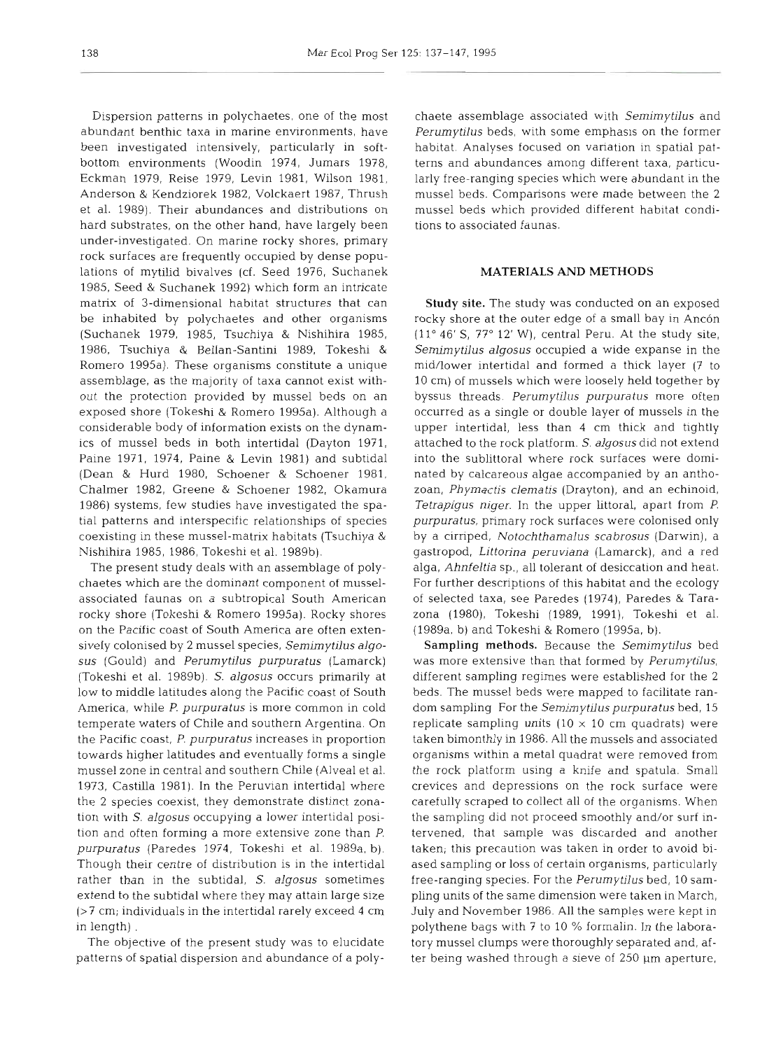Dispersion patterns in polychaetes, one of the most abundant benthic taxa in marine environments, have been investigated intensively, particularly in soft-bottom environments (Woodin 1974, Jumars 1978, Eckman 1979, Reise 1979, Levin 1981, Wilson 1981, Anderson & Kendziorek 1982, Volckaert 1987, Thrush et al. 1989). Their abundances and distributions on hard substrates, on the other hand, have largely been under-investigated. On marine rocky shores, primary rock surfaces are frequently occupied by dense populations of mytilid bivalves (cf. Seed 1976, Suchanek 1985, Seed & Suchanek 1992) which form an intricate matrix of 3-dimensional habitat structures that can be inhabited by polychaetes and other organisms (Suchanek 1979, 1985, Tsuchiya & Nishihira 1985, 1986, Tsuchiya & Bellan-Santini 1989, Tokeshi & Romero 1995a). These organisms constitute a unique assemblage, as the majority of taxa cannot exist without the protection provided by mussel beds on an exposed shore (Tokeshi & Romero 1995a). Although a considerable body of information exists on the dynamics of mussel beds in both intertidal (Dayton 1971, Paine 1971, 1974, Paine & Levin 1981) and subtidal (Dean & Hurd 1980, Schoener & Schoener 1981, Chalmer 1982, Greene & Schoener 1982, Okamura 1986) systems, few studies have investigated the spatial patterns and interspecific relationships of species coexisting in these mussel-matrix habitats (Tsuchiya & Nishihira 1985, 1986, Tokeshi et al. 1989b).

The present study deals with an assemblage of polychaetes which are the dominant component of mussel-associated faunas on a subtropical South American rocky shore (Tokeshi & Romero 1995a). Rocky shores on the Pacific coast of South America are often extensively colonised by 2 mussel species, *Semimytilus algosus* (Gould) and *Perumytilus purpuratus* (Lamarck) (Tokeshi et al. 1989b). *S. algosus* occurs primarily at low to middle latitudes along the Pacific coast of South America, while *P. purpuratus* is more common in cold temperate waters of Chile and southern Argentina. On the Pacific coast, *P. purpuratus* increases in proportion towards higher latitudes and eventually forms a single mussel zone in central and southern Chile (Alveal et al. 1973, Castilla 1981). In the Peruvian intertidal where the 2 species coexist, they demonstrate distinct zonation with *S. algosus* occupying a lower intertidal position and often forming a more extensive zone than *P. purpuratus* (Paredes 1974, Tokeshi et al. 1989a, b). Though their centre of distribution is in the intertidal rather than in the subtidal, *S. algosus* sometimes extend to the subtidal where they may attain large size (>7 cm; individuals in the intertidal rarely exceed 4 cm in length).

The objective of the present study was to elucidate patterns of spatial dispersion and abundance of a polychaete assemblage associated with *Semimytilus* and *Perumytilus* beds, with some emphasis on the former habitat. Analyses focused on variation in spatial patterns and abundances among different taxa, particularly free-ranging species which were abundant in the mussel beds. Comparisons were made between the 2 mussel beds which provided different habitat conditions to associated faunas.

## MATERIALS AND METHODS

**Study site.** The study was conducted on an exposed rocky shore at the outer edge of a small bay in Ancón (11° 46′ S, 77° 12′ W), central Peru. At the study site, *Semimytilus algosus* occupied a wide expanse in the mid/lower intertidal and formed a thick layer (7 to 10 cm) of mussels which were loosely held together by byssus threads. *Perumytilus purpuratus* more often occurred as a single or double layer of mussels in the upper intertidal, less than 4 cm thick and tightly attached to the rock platform. *S. algosus* did not extend into the sublittoral where rock surfaces were dominated by calcareous algae accompanied by an anthozoan, *Phymactis clematis* (Drayton), and an echinoid, *Tetrapigus niger*. In the upper littoral, apart from *P. purpuratus*, primary rock surfaces were colonised only by a cirriped, *Notochthamalus scabrosus* (Darwin), a gastropod, *Littorina peruviana* (Lamarck), and a red alga, *Ahnfeltia* sp., all tolerant of desiccation and heat. For further descriptions of this habitat and the ecology of selected taxa, see Paredes (1974), Paredes & Tarazona (1980), Tokeshi (1989, 1991), Tokeshi et al. (1989a, b) and Tokeshi & Romero (1995a, b).

**Sampling methods.** Because the *Semimytilus* bed was more extensive than that formed by *Perumytilus*, different sampling regimes were established for the 2 beds. The mussel beds were mapped to facilitate random sampling For the *Semimytilus purpuratus* bed, 15 replicate sampling units (10 × 10 cm quadrats) were taken bimonthly in 1986. All the mussels and associated organisms within a metal quadrat were removed from the rock platform using a knife and spatula. Small crevices and depressions on the rock surface were carefully scraped to collect all of the organisms. When the sampling did not proceed smoothly and/or surf intervened, that sample was discarded and another taken; this precaution was taken in order to avoid biased sampling or loss of certain organisms, particularly free-ranging species. For the *Perumytilus* bed, 10 sampling units of the same dimension were taken in March, July and November 1986. All the samples were kept in polythene bags with 7 to 10 % formalin. In the laboratory mussel clumps were thoroughly separated and, after being washed through a sieve of 250 µm aperture,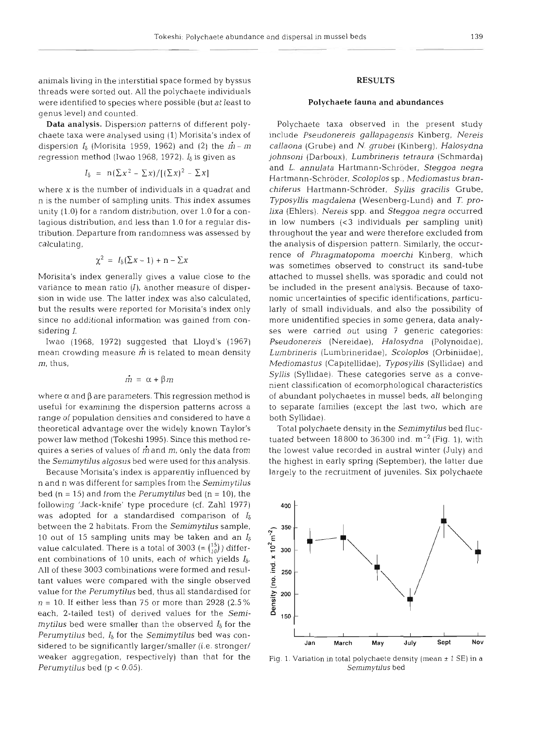animals living in the interstitial space formed by byssus threads were sorted out. All the polychaete individuals were identified to species where possible (but at least to genus level) and counted.

**Data analysis.** Dispersion patterns of different polychaete taxa were analysed using (1) Morisita's index of dispersion $I_\delta$ (Morisita 1959, 1962) and (2) the $\dot{m}-m$ regression method (Iwao 1968, 1972). $I_\delta$ is given as

$$I_\delta = n(\Sigma x^2 - \Sigma x)/[(\Sigma x)^2 - \Sigma x]$$

where $x$ is the number of individuals in a quadrat and n is the number of sampling units. This index assumes unity (1.0) for a random distribution, over 1.0 for a contagious distribution, and less than 1.0 for a regular distribution. Departure from randomness was assessed by calculating,

$$\chi^2 = I_\delta(\Sigma x - 1) + n - \Sigma x$$

Morisita's index generally gives a value close to the variance to mean ratio ($I$), another measure of dispersion in wide use. The latter index was also calculated, but the results were reported for Morisita's index only since no additional information was gained from considering $I$.

Iwao (1968, 1972) suggested that Lloyd's (1967) mean crowding measure $\dot{m}$ is related to mean density $m$, thus,

$$\dot{m} = \alpha + \beta m$$

where $\alpha$ and $\beta$ are parameters. This regression method is useful for examining the dispersion patterns across a range of population densities and considered to have a theoretical advantage over the widely known Taylor's power law method (Tokeshi 1995). Since this method requires a series of values of $\dot{m}$ and $m$, only the data from the *Semimytilus algosus* bed were used for this analysis.

Because Morisita's index is apparently influenced by n and n was different for samples from the *Semimytilus* bed (n = 15) and from the *Perumytilus* bed (n = 10), the following 'Jack-knife' type procedure (cf. Zahl 1977) was adopted for a standardised comparison of $I_\delta$ between the 2 habitats. From the *Semimytilus* sample, 10 out of 15 sampling units may be taken and an $I_\delta$ value calculated. There is a total of 3003 (= $\binom{15}{10}$) different combinations of 10 units, each of which yields $I_\delta$. All of these 3003 combinations were formed and resultant values were compared with the single observed value for the *Perumytilus* bed, thus all standardised for n = 10. If either less than 75 or more than 2928 (2.5% each, 2-tailed test) of derived values for the *Semimytilus* bed were smaller than the observed $I_\delta$ for the *Perumytilus* bed, $I_\delta$ for the *Semimytilus* bed was considered to be significantly larger/smaller (i.e. stronger/weaker aggregation, respectively) than that for the *Perumytilus* bed ($p < 0.05$).

## RESULTS

### Polychaete fauna and abundances

Polychaete taxa observed in the present study include *Pseudonereis gallapagensis* Kinberg, *Nereis callaona* (Grube) and *N. grubei* (Kinberg), *Halosydna johnsoni* (Darboux), *Lumbrineris tetraura* (Schmarda) and *L. annulata* Hartmann-Schröder, *Steggoa negra* Hartmann-Schröder, *Scoloplos* sp., *Mediomastus branchiferus* Hartmann-Schröder, *Syllis gracilis* Grube, *Typosyllis magdalena* (Wesenberg-Lund) and *T. prolixa* (Ehlers). *Nereis* spp. and *Steggoa negra* occurred in low numbers (<3 individuals per sampling unit) throughout the year and were therefore excluded from the analysis of dispersion pattern. Similarly, the occurrence of *Phragmatopoma moerchi* Kinberg, which was sometimes observed to construct its sand-tube attached to mussel shells, was sporadic and could not be included in the present analysis. Because of taxonomic uncertainties of specific identifications, particularly of small individuals, and also the possibility of more unidentified species in some genera, data analyses were carried out using 7 generic categories: *Pseudonereis* (Nereidae), *Halosydna* (Polynoidae), *Lumbrineris* (Lumbrineridae), *Scoloplos* (Orbiniidae), *Mediomastus* (Capitellidae), *Typosyllis* (Syllidae) and *Syllis* (Syllidae). These categories serve as a convenient classification of ecomorphological characteristics of abundant polychaetes in mussel beds, all belonging to separate families (except the last two, which are both Syllidae).

Total polychaete density in the *Semimytilus* bed fluctuated between 18800 to 36300 ind. m$^{-2}$ (Fig. 1), with the lowest value recorded in austral winter (July) and the highest in early spring (September), the latter due largely to the recruitment of juveniles. Six polychaete

Fig. 1. Variation in total polychaete density (mean ± 1 SE) in a *Semimytilus* bed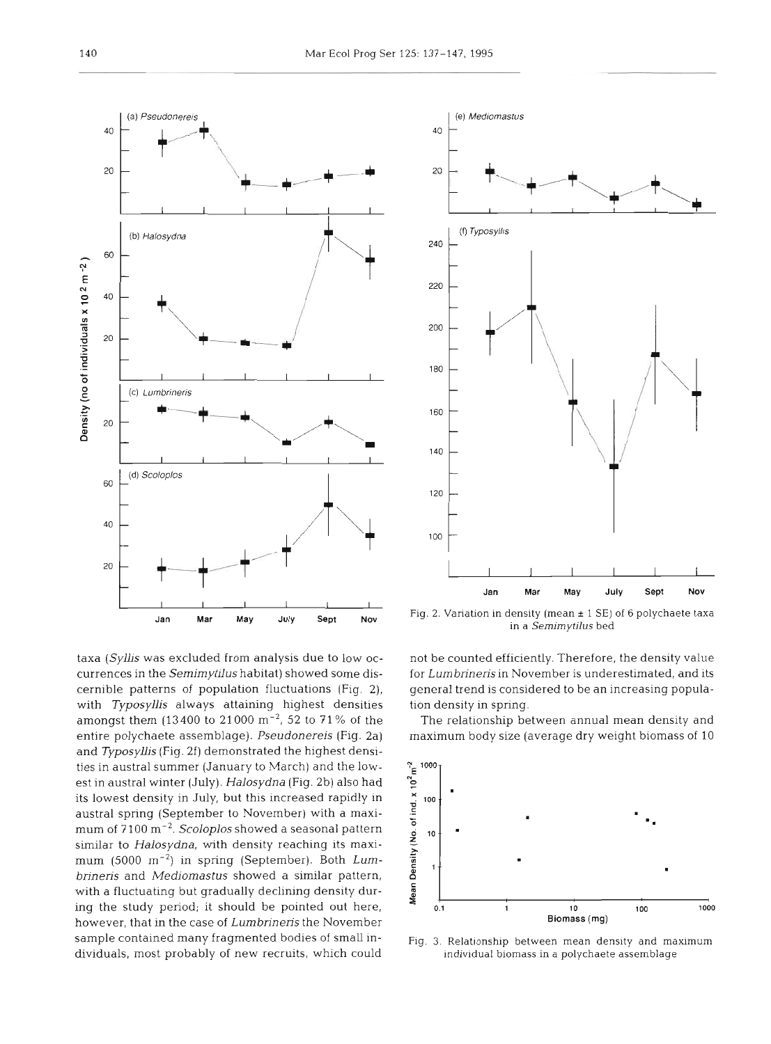Fig. 2. Variation in density (mean ± 1 SE) of 6 polychaete taxa in a *Semimytilus* bed

taxa (*Syllis* was excluded from analysis due to low occurrences in the *Semimytilus* habitat) showed some discernible patterns of population fluctuations (Fig. 2), with *Typosyllis* always attaining highest densities amongst them (13400 to 21000 $m^{-2}$, 52 to 71% of the entire polychaete assemblage). *Pseudonereis* (Fig. 2a) and *Typosyllis* (Fig. 2f) demonstrated the highest densities in austral summer (January to March) and the lowest in austral winter (July). *Halosydna* (Fig. 2b) also had its lowest density in July, but this increased rapidly in austral spring (September to November) with a maximum of 7100 $m^{-2}$. *Scoloplos* showed a seasonal pattern similar to *Halosydna*, with density reaching its maximum (5000 $m^{-2}$) in spring (September). Both *Lumbrineris* and *Mediomastus* showed a similar pattern, with a fluctuating but gradually declining density during the study period; it should be pointed out here, however, that in the case of *Lumbrineris* the November sample contained many fragmented bodies of small individuals, most probably of new recruits, which could not be counted efficiently. Therefore, the density value for *Lumbrineris* in November is underestimated, and its general trend is considered to be an increasing population density in spring.

The relationship between annual mean density and maximum body size (average dry weight biomass of 10

Fig. 3. Relationship between mean density and maximum individual biomass in a polychaete assemblage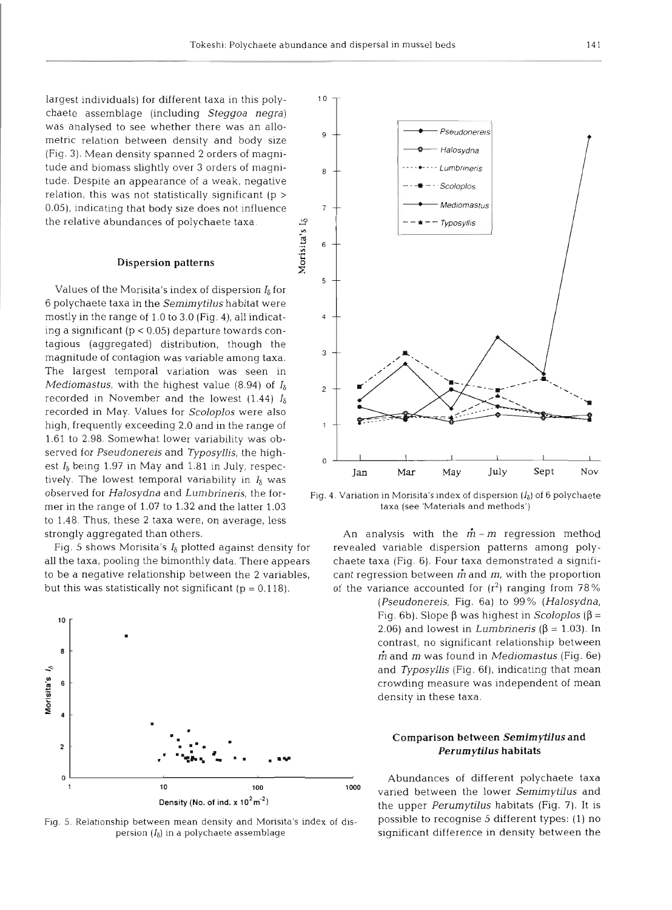largest individuals) for different taxa in this polychaete assemblage (including *Steggoa negra*) was analysed to see whether there was an allometric relation between density and body size (Fig. 3). Mean density spanned 2 orders of magnitude and biomass slightly over 3 orders of magnitude. Despite an appearance of a weak, negative relation, this was not statistically significant ($p > 0.05$), indicating that body size does not influence the relative abundances of polychaete taxa.

### Dispersion patterns

Values of the Morisita's index of dispersion $I_\delta$ for 6 polychaete taxa in the *Semimytilus* habitat were mostly in the range of 1.0 to 3.0 (Fig. 4), all indicating a significant ($p < 0.05$) departure towards contagious (aggregated) distribution, though the magnitude of contagion was variable among taxa. The largest temporal variation was seen in *Mediomastus*, with the highest value (8.94) of $I_\delta$ recorded in November and the lowest (1.44) $I_\delta$ recorded in May. Values for *Scoloplos* were also high, frequently exceeding 2.0 and in the range of 1.61 to 2.98. Somewhat lower variability was observed for *Pseudonereis* and *Typosyllis*, the highest $I_\delta$ being 1.97 in May and 1.81 in July, respectively. The lowest temporal variability in $I_\delta$ was observed for *Halosydna* and *Lumbrineris*, the former in the range of 1.07 to 1.32 and the latter 1.03 to 1.48. Thus, these 2 taxa were, on average, less strongly aggregated than others.

Fig. 5 shows Morisita's $I_\delta$ plotted against density for all the taxa, pooling the bimonthly data. There appears to be a negative relationship between the 2 variables, but this was statistically not significant ($p = 0.118$).

Fig. 4. Variation in Morisita's index of dispersion ($I_\delta$) of 6 polychaete taxa (see 'Materials and methods')

Fig. 5. Relationship between mean density and Morisita's index of dispersion ($I_\delta$) in a polychaete assemblage

An analysis with the $\mathring{m} - m$ regression method revealed variable dispersion patterns among polychaete taxa (Fig. 6). Four taxa demonstrated a significant regression between $\mathring{m}$ and $m$, with the proportion of the variance accounted for ($r^2$) ranging from 78% (*Pseudonereis*, Fig. 6a) to 99% (*Halosydna*, Fig. 6b). Slope $\beta$ was highest in *Scoloplos* ($\beta = 2.06$) and lowest in *Lumbrineris* ($\beta = 1.03$). In contrast, no significant relationship between $\mathring{m}$ and $m$ was found in *Mediomastus* (Fig. 6e) and *Typosyllis* (Fig. 6f), indicating that mean crowding measure was independent of mean density in these taxa.

### Comparison between *Semimytilus* and *Perumytilus* habitats

Abundances of different polychaete taxa varied between the lower *Semimytilus* and the upper *Perumytilus* habitats (Fig. 7). It is possible to recognise 5 different types: (1) no significant difference in density between the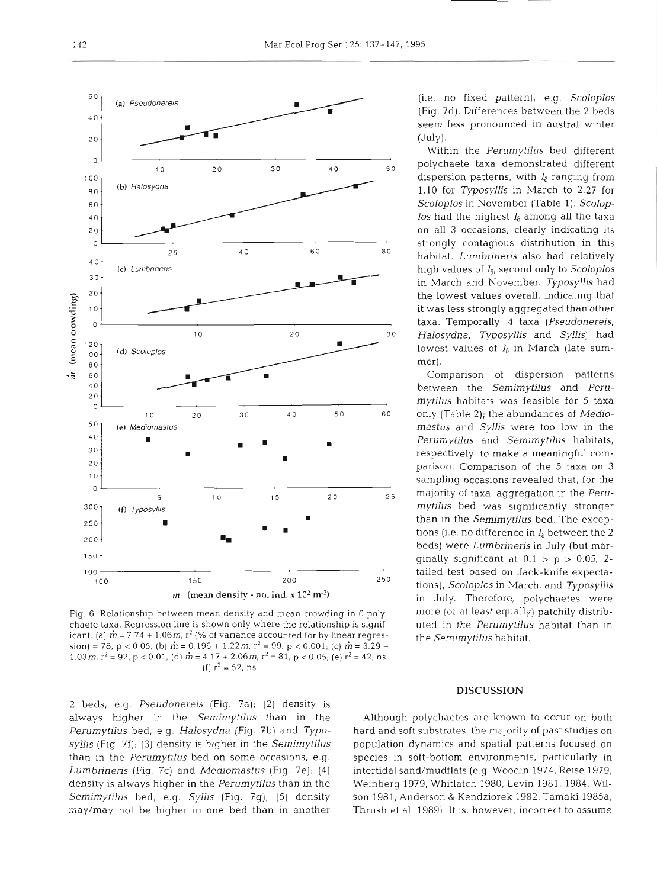Fig. 6. Relationship between mean density and mean crowding in 6 polychaete taxa. Regression line is shown only where the relationship is significant. (a) $\mathring{m} = 7.74 + 1.06m$, $r^2$ (% of variance accounted for by linear regression) = 78, $p < 0.05$; (b) $\mathring{m} = 0.196 + 1.22m$, $r^2 = 99$, $p < 0.001$; (c) $\mathring{m} = 3.29 + 1.03m$, $r^2 = 92$, $p < 0.01$; (d) $\mathring{m} = 4.17 + 2.06m$, $r^2 = 81$, $p < 0.05$; (e) $r^2 = 42$, ns; (f) $r^2 = 52$, ns

2 beds, e.g. *Pseudonereis* (Fig. 7a); (2) density is always higher in the *Semimytilus* than in the *Perumytilus* bed, e.g. *Halosydna* (Fig. 7b) and *Typosyllis* (Fig. 7f); (3) density is higher in the *Semimytilus* than in the *Perumytilus* bed on some occasions, e.g. *Lumbrineris* (Fig. 7c) and *Mediomastus* (Fig. 7e); (4) density is always higher in the *Perumytilus* than in the *Semimytilus* bed, e.g. *Syllis* (Fig. 7g); (5) density may/may not be higher in one bed than in another (i.e. no fixed pattern), e.g. *Scoloplos* (Fig. 7d). Differences between the 2 beds seem less pronounced in austral winter (July).

Within the *Perumytilus* bed different polychaete taxa demonstrated different dispersion patterns, with $I_\delta$ ranging from 1.10 for *Typosyllis* in March to 2.27 for *Scoloplos* in November (Table 1). *Scoloplos* had the highest $I_\delta$ among all the taxa on all 3 occasions, clearly indicating its strongly contagious distribution in this habitat. *Lumbrineris* also had relatively high values of $I_\delta$, second only to *Scoloplos* in March and November. *Typosyllis* had the lowest values overall, indicating that it was less strongly aggregated than other taxa. Temporally, 4 taxa (*Pseudonereis*, *Halosydna*, *Typosyllis* and *Syllis*) had lowest values of $I_\delta$ in March (late summer).

Comparison of dispersion patterns between the *Semimytilus* and *Perumytilus* habitats was feasible for 5 taxa only (Table 2); the abundances of *Mediomastus* and *Syllis* were too low in the *Perumytilus* and *Semimytilus* habitats, respectively, to make a meaningful comparison. Comparison of the 5 taxa on 3 sampling occasions revealed that, for the majority of taxa, aggregation in the *Perumytilus* bed was significantly stronger than in the *Semimytilus* bed. The exceptions (i.e. no difference in $I_\delta$ between the 2 beds) were *Lumbrineris* in July (but marginally significant at $0.1 > p > 0.05$, 2-tailed test based on Jack-knife expectations), *Scoloplos* in March, and *Typosyllis* in July. Therefore, polychaetes were more (or at least equally) patchily distributed in the *Perumytilus* habitat than in the *Semimytilus* habitat.

## DISCUSSION

Although polychaetes are known to occur on both hard and soft substrates, the majority of past studies on population dynamics and spatial patterns focused on species in soft-bottom environments, particularly in intertidal sand/mudflats (e.g. Woodin 1974, Reise 1979, Weinberg 1979, Whitlatch 1980, Levin 1981, 1984, Wilson 1981, Anderson & Kendziorek 1982, Tamaki 1985a, Thrush et al. 1989). It is, however, incorrect to assume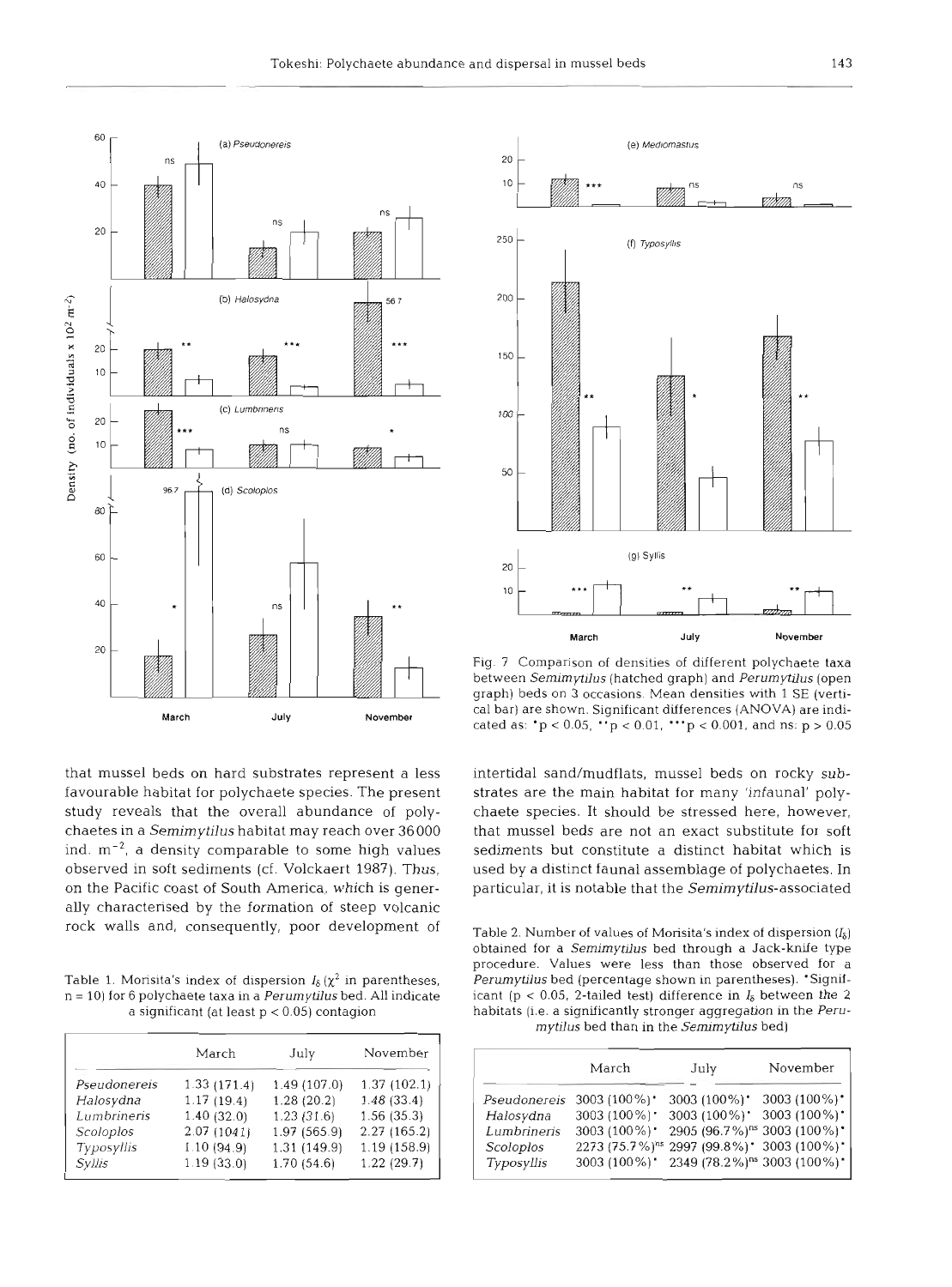Fig. 7. Comparison of densities of different polychaete taxa between *Semimytilus* (hatched graph) and *Perumytilus* (open graph) beds on 3 occasions. Mean densities with 1 SE (vertical bar) are shown. Significant differences (ANOVA) are indicated as: $^{*}p < 0.05$, $^{**}p < 0.01$, $^{***}p < 0.001$, and ns: $p > 0.05$

that mussel beds on hard substrates represent a less favourable habitat for polychaete species. The present study reveals that the overall abundance of polychaetes in a *Semimytilus* habitat may reach over 36000 ind. $m^{-2}$, a density comparable to some high values observed in soft sediments (cf. Volckaert 1987). Thus, on the Pacific coast of South America, which is generally characterised by the formation of steep volcanic rock walls and, consequently, poor development of intertidal sand/mudflats, mussel beds on rocky substrates are the main habitat for many 'infaunal' polychaete species. It should be stressed here, however, that mussel beds are not an exact substitute for soft sediments but constitute a distinct habitat which is used by a distinct faunal assemblage of polychaetes. In particular, it is notable that the *Semimytilus*-associated

Table 1. Morisita's index of dispersion $I_\delta$ ($\chi^2$ in parentheses, n = 10) for 6 polychaete taxa in a *Perumytilus* bed. All indicate a significant (at least $p < 0.05$) contagion

| | March | July | November |
|---|---|---|---|
| *Pseudonereis* | 1.33 (171.4) | 1.49 (107.0) | 1.37 (102.1) |
| *Halosydna* | 1.17 (19.4) | 1.28 (20.2) | 1.48 (33.4) |
| *Lumbrineris* | 1.40 (32.0) | 1.23 (31.6) | 1.56 (35.3) |
| *Scoloplos* | 2.07 (1041) | 1.97 (565.9) | 2.27 (165.2) |
| *Typosyllis* | 1.10 (94.9) | 1.31 (149.9) | 1.19 (158.9) |
| *Syllis* | 1.19 (33.0) | 1.70 (54.6) | 1.22 (29.7) |

Table 2. Number of values of Morisita's index of dispersion ($I_\delta$) obtained for a *Semimytilus* bed through a Jack-knife type procedure. Values were less than those observed for a *Perumytilus* bed (percentage shown in parentheses). *Significant ($p < 0.05$, 2-tailed test) difference in $I_\delta$ between the 2 habitats (i.e. a significantly stronger aggregation in the *Perumytilus* bed than in the *Semimytilus* bed)

| | March | July | November |
|---|---|---|---|
| *Pseudonereis* | 3003 (100%)* | 3003 (100%)* | 3003 (100%)* |
| *Halosydna* | 3003 (100%)* | 3003 (100%)* | 3003 (100%)* |
| *Lumbrineris* | 3003 (100%)* | 2905 (96.7%)$^{ns}$ | 3003 (100%)* |
| *Scoloplos* | 2273 (75.7%)$^{ns}$ | 2997 (99.8%)* | 3003 (100%)* |
| *Typosyllis* | 3003 (100%)* | 2349 (78.2%)$^{ns}$ | 3003 (100%)* |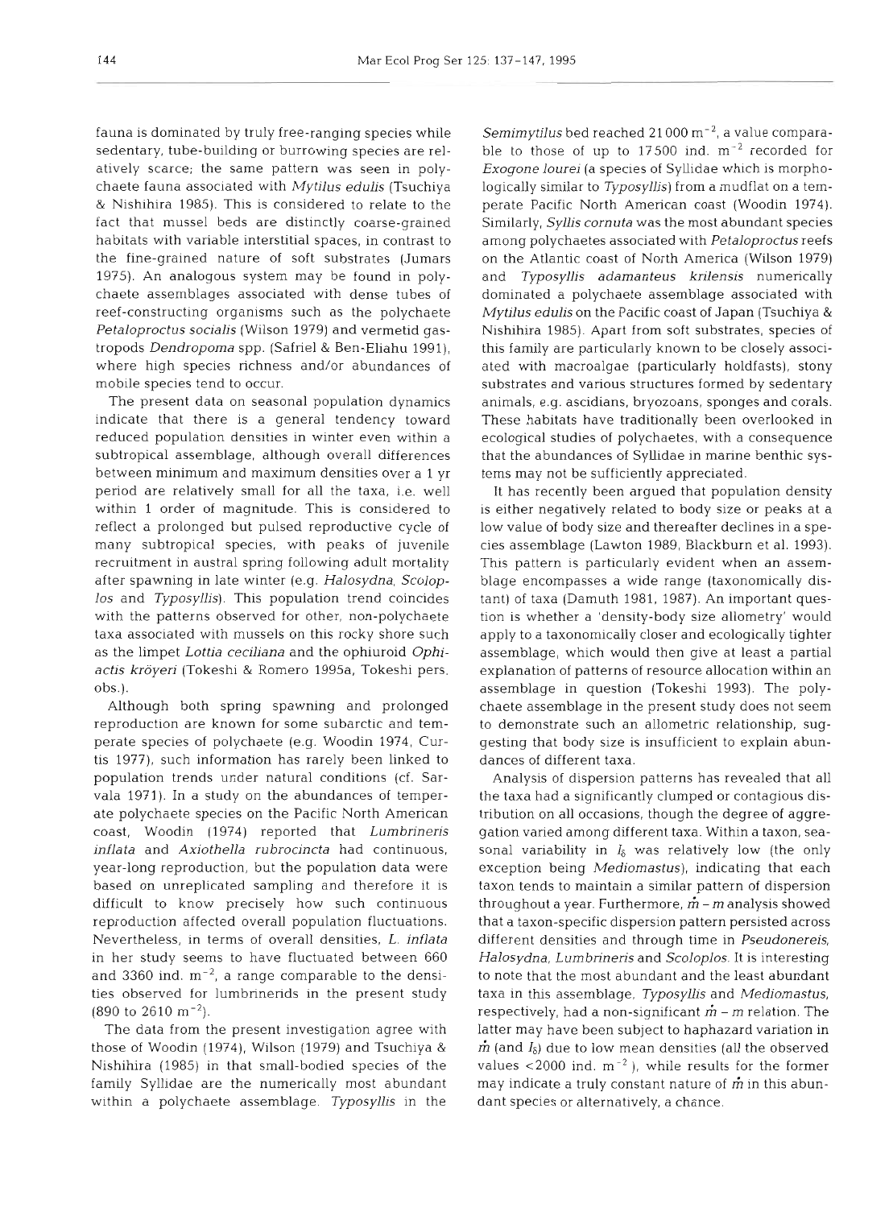fauna is dominated by truly free-ranging species while sedentary, tube-building or burrowing species are relatively scarce; the same pattern was seen in polychaete fauna associated with *Mytilus edulis* (Tsuchiya & Nishihira 1985). This is considered to relate to the fact that mussel beds are distinctly coarse-grained habitats with variable interstitial spaces, in contrast to the fine-grained nature of soft substrates (Jumars 1975). An analogous system may be found in polychaete assemblages associated with dense tubes of reef-constructing organisms such as the polychaete *Petaloproctus socialis* (Wilson 1979) and vermetid gastropods *Dendropoma* spp. (Safriel & Ben-Eliahu 1991), where high species richness and/or abundances of mobile species tend to occur.

The present data on seasonal population dynamics indicate that there is a general tendency toward reduced population densities in winter even within a subtropical assemblage, although overall differences between minimum and maximum densities over a 1 yr period are relatively small for all the taxa, i.e. well within 1 order of magnitude. This is considered to reflect a prolonged but pulsed reproductive cycle of many subtropical species, with peaks of juvenile recruitment in austral spring following adult mortality after spawning in late winter (e.g. *Halosydna*, *Scoloplos* and *Typosyllis*). This population trend coincides with the patterns observed for other, non-polychaete taxa associated with mussels on this rocky shore such as the limpet *Lottia ceciliana* and the ophiuroid *Ophiactis kröyeri* (Tokeshi & Romero 1995a, Tokeshi pers. obs.).

Although both spring spawning and prolonged reproduction are known for some subarctic and temperate species of polychaete (e.g. Woodin 1974, Curtis 1977), such information has rarely been linked to population trends under natural conditions (cf. Sarvala 1971). In a study on the abundances of temperate polychaete species on the Pacific North American coast, Woodin (1974) reported that *Lumbrineris inflata* and *Axiothella rubrocincta* had continuous, year-long reproduction, but the population data were based on unreplicated sampling and therefore it is difficult to know precisely how such continuous reproduction affected overall population fluctuations. Nevertheless, in terms of overall densities, *L. inflata* in her study seems to have fluctuated between 660 and 3360 ind. $m^{-2}$, a range comparable to the densities observed for lumbrinerids in the present study (890 to 2610 $m^{-2}$).

The data from the present investigation agree with those of Woodin (1974), Wilson (1979) and Tsuchiya & Nishihira (1985) in that small-bodied species of the family Syllidae are the numerically most abundant within a polychaete assemblage. *Typosyllis* in the *Semimytilus* bed reached 21 000 $m^{-2}$, a value comparable to those of up to 17 500 ind. $m^{-2}$ recorded for *Exogone lourei* (a species of Syllidae which is morphologically similar to *Typosyllis*) from a mudflat on a temperate Pacific North American coast (Woodin 1974). Similarly, *Syllis cornuta* was the most abundant species among polychaetes associated with *Petaloproctus* reefs on the Atlantic coast of North America (Wilson 1979) and *Typosyllis adamanteus krilensis* numerically dominated a polychaete assemblage associated with *Mytilus edulis* on the Pacific coast of Japan (Tsuchiya & Nishihira 1985). Apart from soft substrates, species of this family are particularly known to be closely associated with macroalgae (particularly holdfasts), stony substrates and various structures formed by sedentary animals, e.g. ascidians, bryozoans, sponges and corals. These habitats have traditionally been overlooked in ecological studies of polychaetes, with a consequence that the abundances of Syllidae in marine benthic systems may not be sufficiently appreciated.

It has recently been argued that population density is either negatively related to body size or peaks at a low value of body size and thereafter declines in a species assemblage (Lawton 1989, Blackburn et al. 1993). This pattern is particularly evident when an assemblage encompasses a wide range (taxonomically distant) of taxa (Damuth 1981, 1987). An important question is whether a 'density-body size allometry' would apply to a taxonomically closer and ecologically tighter assemblage, which would then give at least a partial explanation of patterns of resource allocation within an assemblage in question (Tokeshi 1993). The polychaete assemblage in the present study does not seem to demonstrate such an allometric relationship, suggesting that body size is insufficient to explain abundances of different taxa.

Analysis of dispersion patterns has revealed that all the taxa had a significantly clumped or contagious distribution on all occasions, though the degree of aggregation varied among different taxa. Within a taxon, seasonal variability in $I_\delta$ was relatively low (the only exception being *Mediomastus*), indicating that each taxon tends to maintain a similar pattern of dispersion throughout a year. Furthermore, $\mathring{m} - m$ analysis showed that a taxon-specific dispersion pattern persisted across different densities and through time in *Pseudonereis*, *Halosydna*, *Lumbrineris* and *Scoloplos*. It is interesting to note that the most abundant and the least abundant taxa in this assemblage, *Typosyllis* and *Mediomastus*, respectively, had a non-significant $\mathring{m} - m$ relation. The latter may have been subject to haphazard variation in $\mathring{m}$ (and $I_\delta$) due to low mean densities (all the observed values <2000 ind. $m^{-2}$), while results for the former may indicate a truly constant nature of $\mathring{m}$ in this abundant species or alternatively, a chance.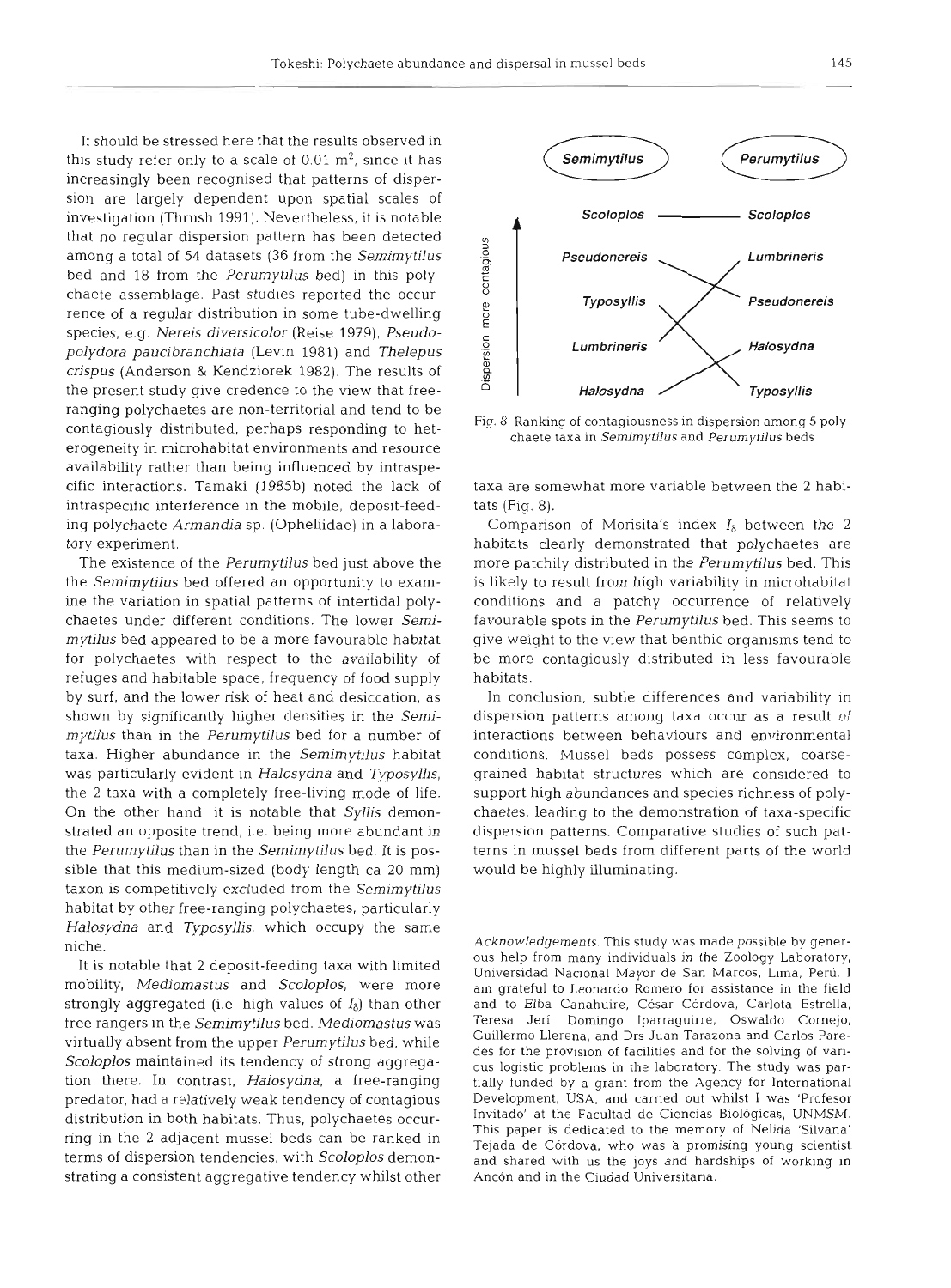It should be stressed here that the results observed in this study refer only to a scale of 0.01 $m^2$, since it has increasingly been recognised that patterns of dispersion are largely dependent upon spatial scales of investigation (Thrush 1991). Nevertheless, it is notable that no regular dispersion pattern has been detected among a total of 54 datasets (36 from the *Semimytilus* bed and 18 from the *Perumytilus* bed) in this polychaete assemblage. Past studies reported the occurrence of a regular distribution in some tube-dwelling species, e.g. *Nereis diversicolor* (Reise 1979), *Pseudopolydora paucibranchiata* (Levin 1981) and *Thelepus crispus* (Anderson & Kendziorek 1982). The results of the present study give credence to the view that free-ranging polychaetes are non-territorial and tend to be contagiously distributed, perhaps responding to heterogeneity in microhabitat environments and resource availability rather than being influenced by intraspecific interactions. Tamaki (1985b) noted the lack of intraspecific interference in the mobile, deposit-feeding polychaete *Armandia* sp. (Opheliidae) in a laboratory experiment.

The existence of the *Perumytilus* bed just above the the *Semimytilus* bed offered an opportunity to examine the variation in spatial patterns of intertidal polychaetes under different conditions. The lower *Semimytilus* bed appeared to be a more favourable habitat for polychaetes with respect to the availability of refuges and habitable space, frequency of food supply by surf, and the lower risk of heat and desiccation, as shown by significantly higher densities in the *Semimytilus* than in the *Perumytilus* bed for a number of taxa. Higher abundance in the *Semimytilus* habitat was particularly evident in *Halosydna* and *Typosyllis*, the 2 taxa with a completely free-living mode of life. On the other hand, it is notable that *Syllis* demonstrated an opposite trend, i.e. being more abundant in the *Perumytilus* than in the *Semimytilus* bed. It is possible that this medium-sized (body length ca 20 mm) taxon is competitively excluded from the *Semimytilus* habitat by other free-ranging polychaetes, particularly *Halosydna* and *Typosyllis*, which occupy the same niche.

It is notable that 2 deposit-feeding taxa with limited mobility, *Mediomastus* and *Scoloplos*, were more strongly aggregated (i.e. high values of $I_\delta$) than other free rangers in the *Semimytilus* bed. *Mediomastus* was virtually absent from the upper *Perumytilus* bed, while *Scoloplos* maintained its tendency of strong aggregation there. In contrast, *Halosydna*, a free-ranging predator, had a relatively weak tendency of contagious distribution in both habitats. Thus, polychaetes occurring in the 2 adjacent mussel beds can be ranked in terms of dispersion tendencies, with *Scoloplos* demonstrating a consistent aggregative tendency whilst other taxa are somewhat more variable between the 2 habitats (Fig. 8).

| Dispersion more contagious ↑ | *Semimytilus* | *Perumytilus* |
|---|---|---|
| 1 | *Scoloplos* | *Scoloplos* |
| 2 | *Pseudonereis* | *Lumbrineris* |
| 3 | *Typosyllis* | *Pseudonereis* |
| 4 | *Lumbrineris* | *Halosydna* |
| 5 | *Halosydna* | *Typosyllis* |

Fig. 8. Ranking of contagiousness in dispersion among 5 polychaete taxa in *Semimytilus* and *Perumytilus* beds

Comparison of Morisita's index $I_\delta$ between the 2 habitats clearly demonstrated that polychaetes are more patchily distributed in the *Perumytilus* bed. This is likely to result from high variability in microhabitat conditions and a patchy occurrence of relatively favourable spots in the *Perumytilus* bed. This seems to give weight to the view that benthic organisms tend to be more contagiously distributed in less favourable habitats.

In conclusion, subtle differences and variability in dispersion patterns among taxa occur as a result of interactions between behaviours and environmental conditions. Mussel beds possess complex, coarse-grained habitat structures which are considered to support high abundances and species richness of polychaetes, leading to the demonstration of taxa-specific dispersion patterns. Comparative studies of such patterns in mussel beds from different parts of the world would be highly illuminating.

*Acknowledgements.* This study was made possible by generous help from many individuals in the Zoology Laboratory, Universidad Nacional Mayor de San Marcos, Lima, Perú. I am grateful to Leonardo Romero for assistance in the field and to Elba Canahuire, César Córdova, Carlota Estrella, Teresa Jerí, Domingo Iparraguirre, Oswaldo Cornejo, Guillermo Llerena, and Drs Juan Tarazona and Carlos Paredes for the provision of facilities and for the solving of various logistic problems in the laboratory. The study was partially funded by a grant from the Agency for International Development, USA, and carried out whilst I was 'Profesor Invitado' at the Facultad de Ciencias Biológicas, UNMSM. This paper is dedicated to the memory of Nelida 'Silvana' Tejada de Córdova, who was a promising young scientist and shared with us the joys and hardships of working in Ancón and in the Ciudad Universitaria.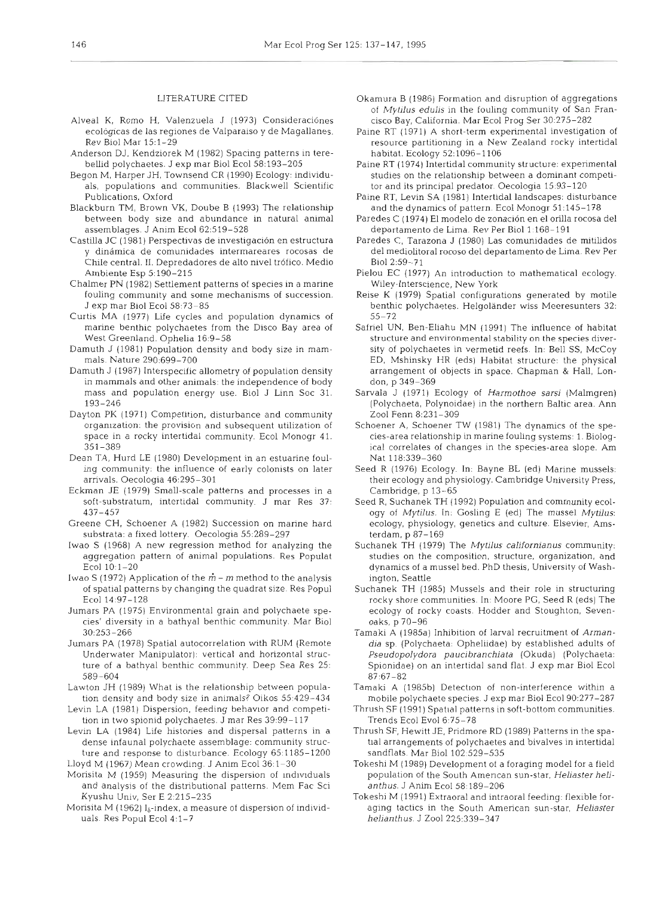## LITERATURE CITED

Alveal K, Romo H, Valenzuela J (1973) Consideraciónes ecológicas de las regiones de Valparaiso y de Magallanes. Rev Biol Mar 15:1–29

Anderson DJ, Kendziorek M (1982) Spacing patterns in terebellid polychaetes. J exp mar Biol Ecol 58:193–205

Begon M, Harper JH, Townsend CR (1990) Ecology: individuals, populations and communities. Blackwell Scientific Publications, Oxford

Blackburn TM, Brown VK, Doube B (1993) The relationship between body size and abundance in natural animal assemblages. J Anim Ecol 62:519–528

Castilla JC (1981) Perspectivas de investigación en estructura y dinámica de comunidades intermareares rocosas de Chile central. II. Depredadores de alto nivel trófico. Medio Ambiente Esp 5:190–215

Chalmer PN (1982) Settlement patterns of species in a marine fouling community and some mechanisms of succession. J exp mar Biol Ecol 58:73–85

Curtis MA (1977) Life cycles and population dynamics of marine benthic polychaetes from the Disco Bay area of West Greenland. Ophelia 16:9–58

Damuth J (1981) Population density and body size in mammals. Nature 290:699–700

Damuth J (1987) Interspecific allometry of population density in mammals and other animals: the independence of body mass and population energy use. Biol J Linn Soc 31: 193–246

Dayton PK (1971) Competition, disturbance and community organization: the provision and subsequent utilization of space in a rocky intertidal community. Ecol Monogr 41: 351–389

Dean TA, Hurd LE (1980) Development in an estuarine fouling community: the influence of early colonists on later arrivals. Oecologia 46:295–301

Eckman JE (1979) Small-scale patterns and processes in a soft-substratum, intertidal community. J mar Res 37: 437–457

Greene CH, Schoener A (1982) Succession on marine hard substrata: a fixed lottery. Oecologia 55:289–297

Iwao S (1968) A new regression method for analyzing the aggregation pattern of animal populations. Res Populat Ecol 10:1–20

Iwao S (1972) Application of the $\mathring{m} - m$ method to the analysis of spatial patterns by changing the quadrat size. Res Popul Ecol 14:97–128

Jumars PA (1975) Environmental grain and polychaete species' diversity in a bathyal benthic community. Mar Biol 30:253–266

Jumars PA (1978) Spatial autocorrelation with RUM (Remote Underwater Manipulator): vertical and horizontal structure of a bathyal benthic community. Deep Sea Res 25: 589–604

Lawton JH (1989) What is the relationship between population density and body size in animals? Oikos 55:429–434

Levin LA (1981) Dispersion, feeding behavior and competition in two spionid polychaetes. J mar Res 39:99–117

Levin LA (1984) Life histories and dispersal patterns in a dense infaunal polychaete assemblage: community structure and response to disturbance. Ecology 65:1185–1200

Lloyd M (1967) Mean crowding. J Anim Ecol 36:1–30

Morisita M (1959) Measuring the dispersion of individuals and analysis of the distributional patterns. Mem Fac Sci Kyushu Univ, Ser E 2:215–235

Morisita M (1962) $I_\delta$-index, a measure of dispersion of individuals. Res Popul Ecol 4:1–7

Okamura B (1986) Formation and disruption of aggregations of *Mytilus edulis* in the fouling community of San Francisco Bay, California. Mar Ecol Prog Ser 30:275–282

Paine RT (1971) A short-term experimental investigation of resource partitioning in a New Zealand rocky intertidal habitat. Ecology 52:1096–1106

Paine RT (1974) Intertidal community structure: experimental studies on the relationship between a dominant competitor and its principal predator. Oecologia 15:93–120

Paine RT, Levin SA (1981) Intertidal landscapes: disturbance and the dynamics of pattern. Ecol Monogr 51:145–178

Paredes C (1974) El modelo de zonación en el orilla rocosa del departamento de Lima. Rev Per Biol 1:168–191

Paredes C, Tarazona J (1980) Las comunidades de mitilidos del mediolitoral rocoso del departamento de Lima. Rev Per Biol 2:59–71

Pielou EC (1977) An introduction to mathematical ecology. Wiley-Interscience, New York

Reise K (1979) Spatial configurations generated by motile benthic polychaetes. Helgoländer wiss Meeresunters 32: 55–72

Safriel UN, Ben-Eliahu MN (1991) The influence of habitat structure and environmental stability on the species diversity of polychaetes in vermetid reefs. In: Bell SS, McCoy ED, Mshinsky HR (eds) Habitat structure: the physical arrangement of objects in space. Chapman & Hall, London, p 349–369

Sarvala J (1971) Ecology of *Harmothoe sarsi* (Malmgren) (Polychaeta, Polynoidae) in the northern Baltic area. Ann Zool Fenn 8:231–309

Schoener A, Schoener TW (1981) The dynamics of the species-area relationship in marine fouling systems: 1. Biological correlates of changes in the species-area slope. Am Nat 118:339–360

Seed R (1976) Ecology. In: Bayne BL (ed) Marine mussels: their ecology and physiology. Cambridge University Press, Cambridge, p 13–65

Seed R, Suchanek TH (1992) Population and community ecology of *Mytilus*. In: Gosling E (ed) The mussel *Mytilus*: ecology, physiology, genetics and culture. Elsevier, Amsterdam, p 87–169

Suchanek TH (1979) The *Mytilus californianus* community: studies on the composition, structure, organization, and dynamics of a mussel bed. PhD thesis, University of Washington, Seattle

Suchanek TH (1985) Mussels and their role in structuring rocky shore communities. In: Moore PG, Seed R (eds) The ecology of rocky coasts. Hodder and Stoughton, Sevenoaks, p 70–96

Tamaki A (1985a) Inhibition of larval recruitment of *Armandia* sp. (Polychaeta: Opheliidae) by established adults of *Pseudopolydora paucibranchiata* (Okuda) (Polychaeta: Spionidae) on an intertidal sand flat. J exp mar Biol Ecol 87:67–82

Tamaki A (1985b) Detection of non-interference within a mobile polychaete species. J exp mar Biol Ecol 90:277–287

Thrush SF (1991) Spatial patterns in soft-bottom communities. Trends Ecol Evol 6:75–78

Thrush SF, Hewitt JE, Pridmore RD (1989) Patterns in the spatial arrangements of polychaetes and bivalves in intertidal sandflats. Mar Biol 102:529–535

Tokeshi M (1989) Development of a foraging model for a field population of the South American sun-star, *Heliaster helianthus*. J Anim Ecol 58:189–206

Tokeshi M (1991) Extraoral and intraoral feeding: flexible foraging tactics in the South American sun-star, *Heliaster helianthus*. J Zool 225:339–347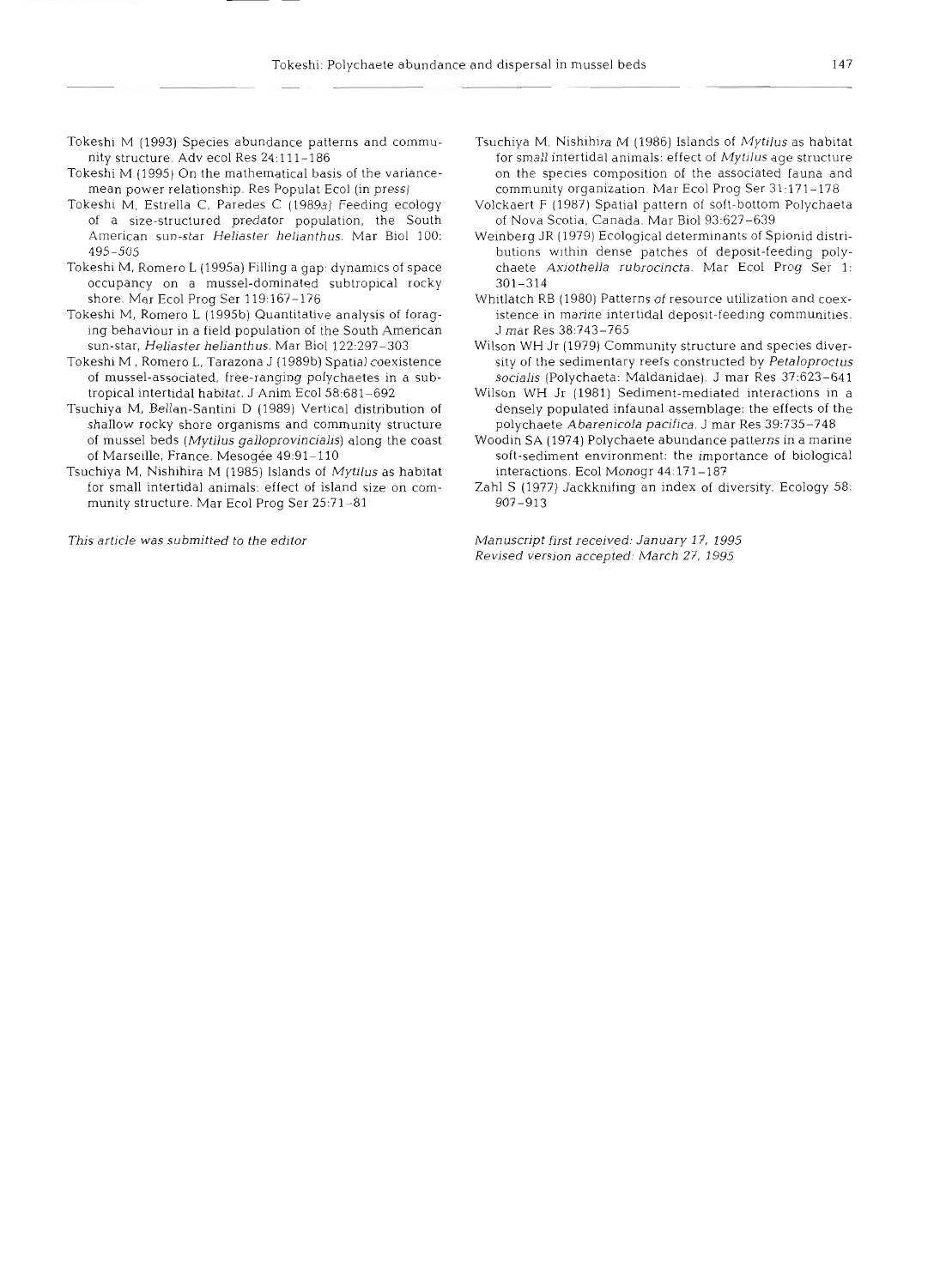Tokeshi M (1993) Species abundance patterns and community structure. Adv ecol Res 24:111–186

Tokeshi M (1995) On the mathematical basis of the variance-mean power relationship. Res Populat Ecol (in press)

Tokeshi M, Estrella C, Paredes C (1989a) Feeding ecology of a size-structured predator population, the South American sun-star *Heliaster helianthus*. Mar Biol 100: 495–505

Tokeshi M, Romero L (1995a) Filling a gap: dynamics of space occupancy on a mussel-dominated subtropical rocky shore. Mar Ecol Prog Ser 119:167–176

Tokeshi M, Romero L (1995b) Quantitative analysis of foraging behaviour in a field population of the South American sun-star, *Heliaster helianthus*. Mar Biol 122:297–303

Tokeshi M, Romero L, Tarazona J (1989b) Spatial coexistence of mussel-associated, free-ranging polychaetes in a subtropical intertidal habitat. J Anim Ecol 58:681–692

Tsuchiya M, Bellan-Santini D (1989) Vertical distribution of shallow rocky shore organisms and community structure of mussel beds (*Mytilus galloprovincialis*) along the coast of Marseille, France. Mesogée 49:91–110

Tsuchiya M, Nishihira M (1985) Islands of *Mytilus* as habitat for small intertidal animals: effect of island size on community structure. Mar Ecol Prog Ser 25:71–81

Tsuchiya M, Nishihira M (1986) Islands of *Mytilus* as habitat for small intertidal animals: effect of *Mytilus* age structure on the species composition of the associated fauna and community organization. Mar Ecol Prog Ser 31:171–178

Volckaert F (1987) Spatial pattern of soft-bottom Polychaeta of Nova Scotia, Canada. Mar Biol 93:627–639

Weinberg JR (1979) Ecological determinants of Spionid distributions within dense patches of deposit-feeding polychaete *Axiothella rubrocincta*. Mar Ecol Prog Ser 1: 301–314

Whitlatch RB (1980) Patterns of resource utilization and coexistence in marine intertidal deposit-feeding communities. J mar Res 38:743–765

Wilson WH Jr (1979) Community structure and species diversity of the sedimentary reefs constructed by *Petaloproctus socialis* (Polychaeta: Maldanidae). J mar Res 37:623–641

Wilson WH Jr (1981) Sediment-mediated interactions in a densely populated infaunal assemblage: the effects of the polychaete *Abarenicola pacifica*. J mar Res 39:735–748

Woodin SA (1974) Polychaete abundance patterns in a marine soft-sediment environment: the importance of biological interactions. Ecol Monogr 44:171–187

Zahl S (1977) Jackknifing an index of diversity. Ecology 58: 907–913

*This article was submitted to the editor*

*Manuscript first received: January 17, 1995*
*Revised version accepted: March 27, 1995*